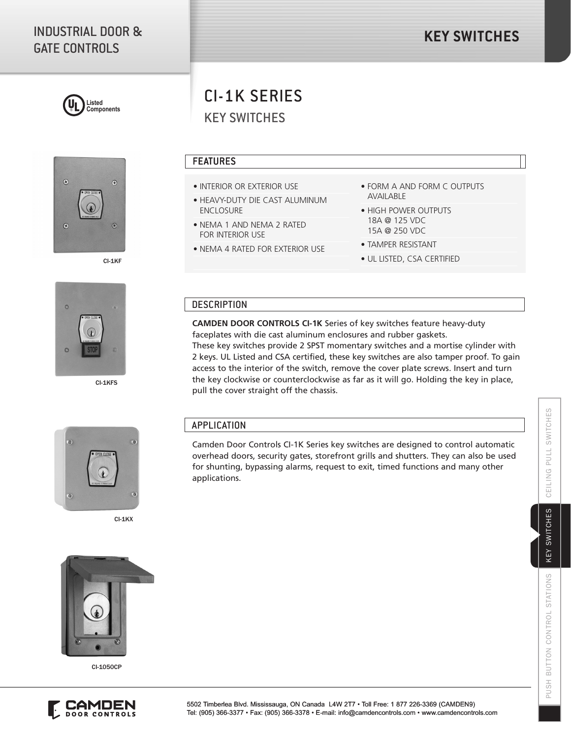INDUSTRIAL DOOR & GATE CONTROLS

# KEY SWITCHES

Listed Components

# CI-1K SERIES

## KEY SWITCHES

CI-1KF

CI-1KFS

CI-1KX

CI-1050CP

### FEATURES

- INTERIOR OR EXTERIOR USE
- HEAVY-DUTY DIE CAST ALUMINUM ENCLOSURE
- NEMA 1 AND NEMA 2 RATED FOR INTERIOR USE
- NEMA 4 RATED FOR EXTERIOR USE
- FORM A AND FORM C OUTPUTS AVAILABLE
- HIGH POWER OUTPUTS
  18A @ 125 VDC
  15A @ 250 VDC
- TAMPER RESISTANT
- UL LISTED, CSA CERTIFIED

### DESCRIPTION

**CAMDEN DOOR CONTROLS CI-1K** Series of key switches feature heavy-duty faceplates with die cast aluminum enclosures and rubber gaskets.
These key switches provide 2 SPST momentary switches and a mortise cylinder with 2 keys. UL Listed and CSA certified, these key switches are also tamper proof. To gain access to the interior of the switch, remove the cover plate screws. Insert and turn the key clockwise or counterclockwise as far as it will go. Holding the key in place, pull the cover straight off the chassis.

### APPLICATION

Camden Door Controls CI-1K Series key switches are designed to control automatic overhead doors, security gates, storefront grills and shutters. They can also be used for shunting, bypassing alarms, request to exit, timed functions and many other applications.

CAMDEN DOOR CONTROLS

5502 Timberlea Blvd. Mississauga, ON Canada L4W 2T7 • Toll Free: 1 877 226-3369 (CAMDEN9)
Tel: (905) 366-3377 • Fax: (905) 366-3378 • E-mail: info@camdencontrols.com • www.camdencontrols.com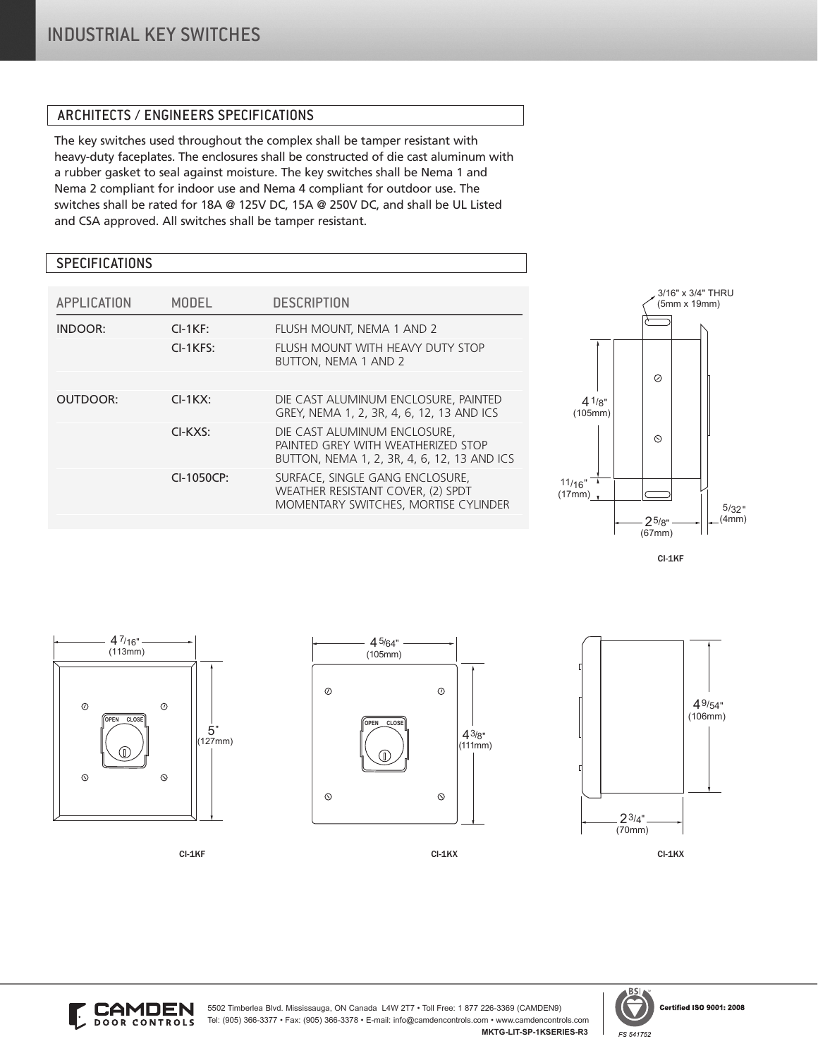# INDUSTRIAL KEY SWITCHES

## ARCHITECTS / ENGINEERS SPECIFICATIONS

The key switches used throughout the complex shall be tamper resistant with heavy-duty faceplates. The enclosures shall be constructed of die cast aluminum with a rubber gasket to seal against moisture. The key switches shall be Nema 1 and Nema 2 compliant for indoor use and Nema 4 compliant for outdoor use. The switches shall be rated for 18A @ 125V DC, 15A @ 250V DC, and shall be UL Listed and CSA approved. All switches shall be tamper resistant.

## SPECIFICATIONS

| APPLICATION | MODEL | DESCRIPTION |
|---|---|---|
| INDOOR: | CI-1KF: | FLUSH MOUNT, NEMA 1 AND 2 |
| | CI-1KFS: | FLUSH MOUNT WITH HEAVY DUTY STOP BUTTON, NEMA 1 AND 2 |
| OUTDOOR: | CI-1KX: | DIE CAST ALUMINUM ENCLOSURE, PAINTED GREY, NEMA 1, 2, 3R, 4, 6, 12, 13 AND ICS |
| | CI-KXS: | DIE CAST ALUMINUM ENCLOSURE, PAINTED GREY WITH WEATHERIZED STOP BUTTON, NEMA 1, 2, 3R, 4, 6, 12, 13 AND ICS |
| | CI-1050CP: | SURFACE, SINGLE GANG ENCLOSURE, WEATHER RESISTANT COVER, (2) SPDT MOMENTARY SWITCHES, MORTISE CYLINDER |

3/16" x 3/4" THRU (5mm x 19mm)

4 1/8" (105mm)

11/16" (17mm)

2 5/8" (67mm)

5/32" (4mm)

CI-1KF

4 7/16" (113mm)

5" (127mm)

OPEN CLOSE

CI-1KF

4 5/64" (105mm)

4 3/8" (111mm)

OPEN CLOSE

CI-1KX

4 9/54" (106mm)

2 3/4" (70mm)

CI-1KX

CAMDEN DOOR CONTROLS

5502 Timberlea Blvd. Mississauga, ON Canada L4W 2T7 • Toll Free: 1 877 226-3369 (CAMDEN9)
Tel: (905) 366-3377 • Fax: (905) 366-3378 • E-mail: info@camdencontrols.com • www.camdencontrols.com

MKTG-LIT-SP-1KSERIES-R3

Certified ISO 9001: 2008

FS 541752